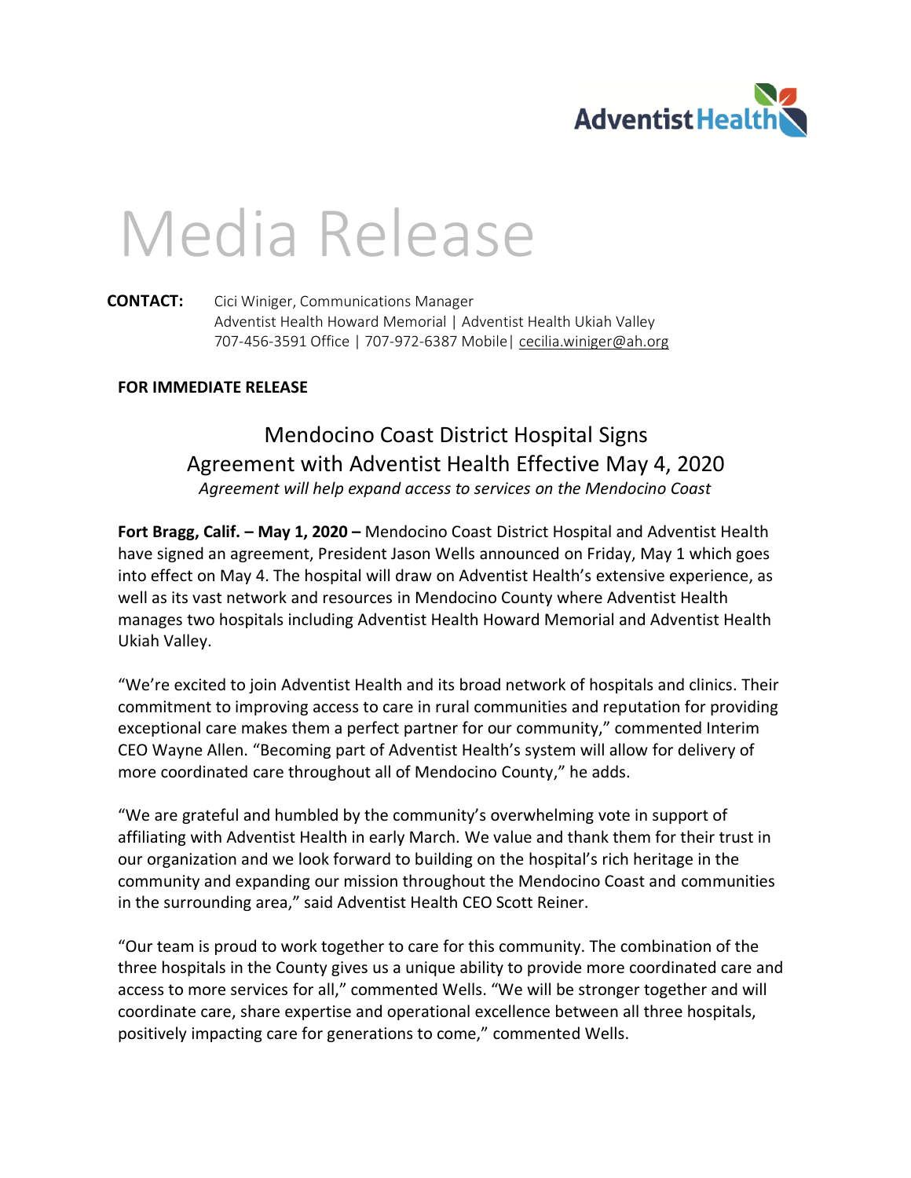# Media Release

**CONTACT:** Cici Winiger, Communications Manager
Adventist Health Howard Memorial | Adventist Health Ukiah Valley
707-456-3591 Office | 707-972-6387 Mobile| cecilia.winiger@ah.org

**FOR IMMEDIATE RELEASE**

## Mendocino Coast District Hospital Signs Agreement with Adventist Health Effective May 4, 2020

*Agreement will help expand access to services on the Mendocino Coast*

**Fort Bragg, Calif. – May 1, 2020 –** Mendocino Coast District Hospital and Adventist Health have signed an agreement, President Jason Wells announced on Friday, May 1 which goes into effect on May 4. The hospital will draw on Adventist Health's extensive experience, as well as its vast network and resources in Mendocino County where Adventist Health manages two hospitals including Adventist Health Howard Memorial and Adventist Health Ukiah Valley.

"We're excited to join Adventist Health and its broad network of hospitals and clinics. Their commitment to improving access to care in rural communities and reputation for providing exceptional care makes them a perfect partner for our community," commented Interim CEO Wayne Allen. "Becoming part of Adventist Health's system will allow for delivery of more coordinated care throughout all of Mendocino County," he adds.

"We are grateful and humbled by the community's overwhelming vote in support of affiliating with Adventist Health in early March. We value and thank them for their trust in our organization and we look forward to building on the hospital's rich heritage in the community and expanding our mission throughout the Mendocino Coast and communities in the surrounding area," said Adventist Health CEO Scott Reiner.

"Our team is proud to work together to care for this community. The combination of the three hospitals in the County gives us a unique ability to provide more coordinated care and access to more services for all," commented Wells. "We will be stronger together and will coordinate care, share expertise and operational excellence between all three hospitals, positively impacting care for generations to come," commented Wells.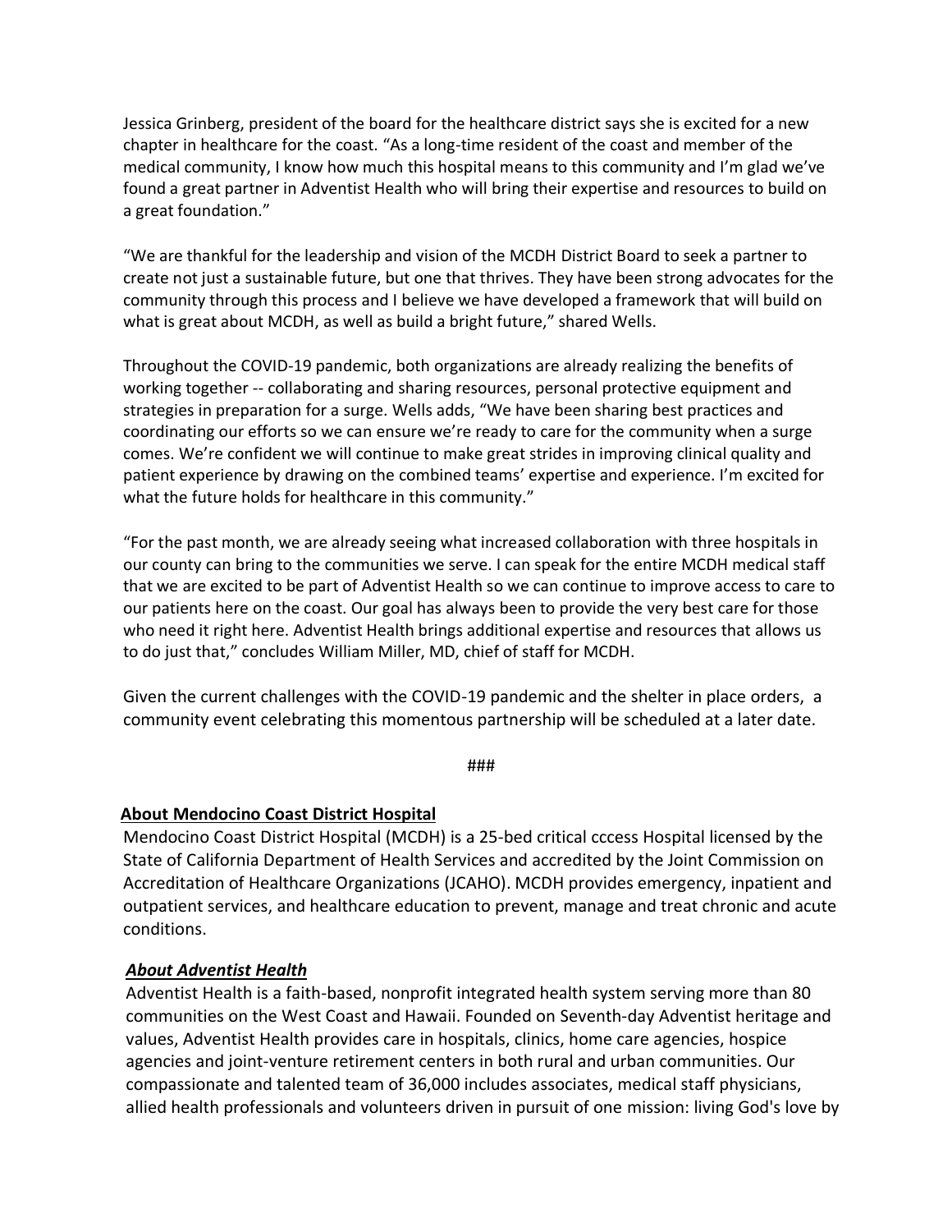Jessica Grinberg, president of the board for the healthcare district says she is excited for a new chapter in healthcare for the coast. "As a long-time resident of the coast and member of the medical community, I know how much this hospital means to this community and I'm glad we've found a great partner in Adventist Health who will bring their expertise and resources to build on a great foundation."

"We are thankful for the leadership and vision of the MCDH District Board to seek a partner to create not just a sustainable future, but one that thrives. They have been strong advocates for the community through this process and I believe we have developed a framework that will build on what is great about MCDH, as well as build a bright future," shared Wells.

Throughout the COVID-19 pandemic, both organizations are already realizing the benefits of working together -- collaborating and sharing resources, personal protective equipment and strategies in preparation for a surge. Wells adds, "We have been sharing best practices and coordinating our efforts so we can ensure we're ready to care for the community when a surge comes. We're confident we will continue to make great strides in improving clinical quality and patient experience by drawing on the combined teams' expertise and experience. I'm excited for what the future holds for healthcare in this community."

"For the past month, we are already seeing what increased collaboration with three hospitals in our county can bring to the communities we serve. I can speak for the entire MCDH medical staff that we are excited to be part of Adventist Health so we can continue to improve access to care to our patients here on the coast. Our goal has always been to provide the very best care for those who need it right here. Adventist Health brings additional expertise and resources that allows us to do just that," concludes William Miller, MD, chief of staff for MCDH.

Given the current challenges with the COVID-19 pandemic and the shelter in place orders, a community event celebrating this momentous partnership will be scheduled at a later date.

###

**<u>About Mendocino Coast District Hospital</u>**

Mendocino Coast District Hospital (MCDH) is a 25-bed critical cccess Hospital licensed by the State of California Department of Health Services and accredited by the Joint Commission on Accreditation of Healthcare Organizations (JCAHO). MCDH provides emergency, inpatient and outpatient services, and healthcare education to prevent, manage and treat chronic and acute conditions.

***<u>About Adventist Health</u>***

Adventist Health is a faith-based, nonprofit integrated health system serving more than 80 communities on the West Coast and Hawaii. Founded on Seventh-day Adventist heritage and values, Adventist Health provides care in hospitals, clinics, home care agencies, hospice agencies and joint-venture retirement centers in both rural and urban communities. Our compassionate and talented team of 36,000 includes associates, medical staff physicians, allied health professionals and volunteers driven in pursuit of one mission: living God's love by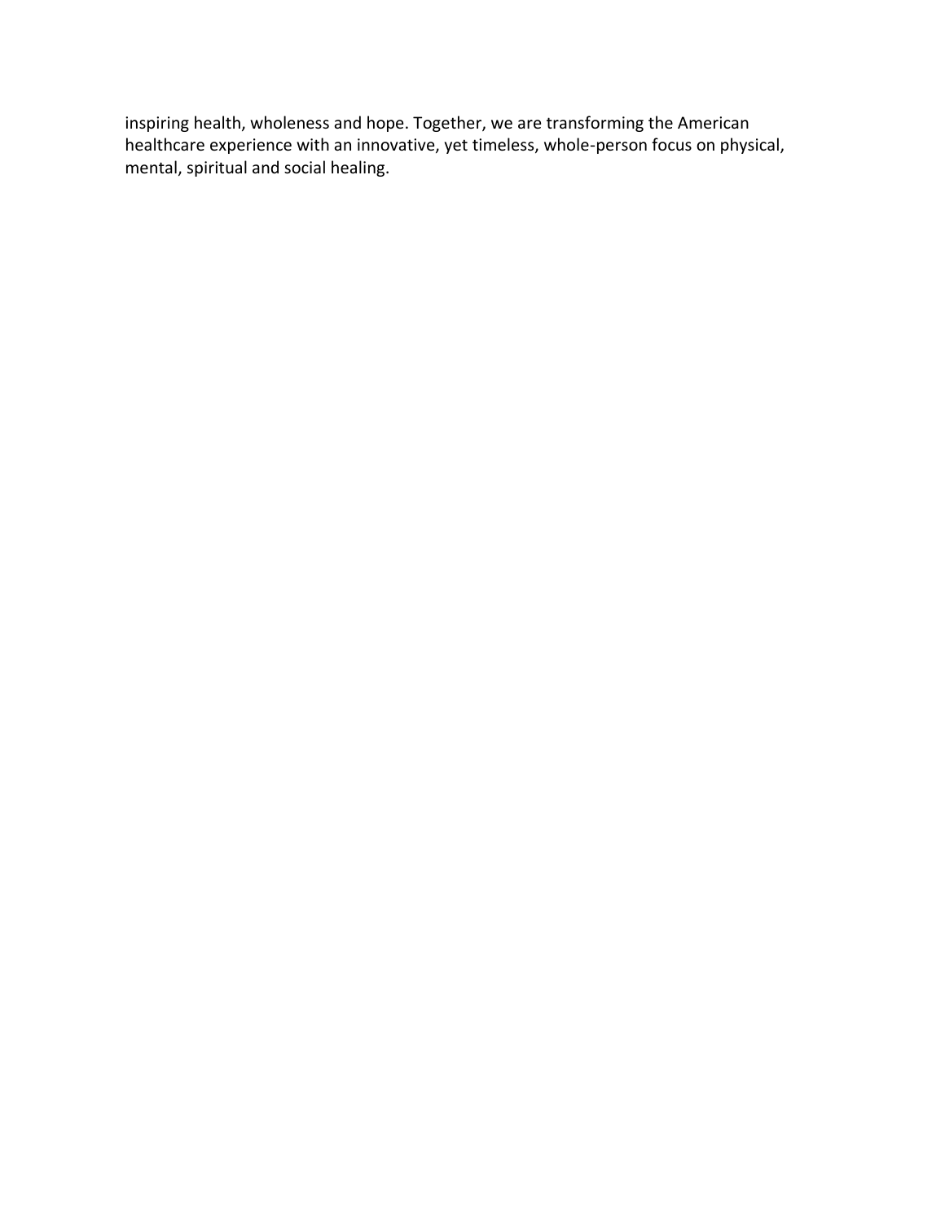inspiring health, wholeness and hope. Together, we are transforming the American healthcare experience with an innovative, yet timeless, whole-person focus on physical, mental, spiritual and social healing.